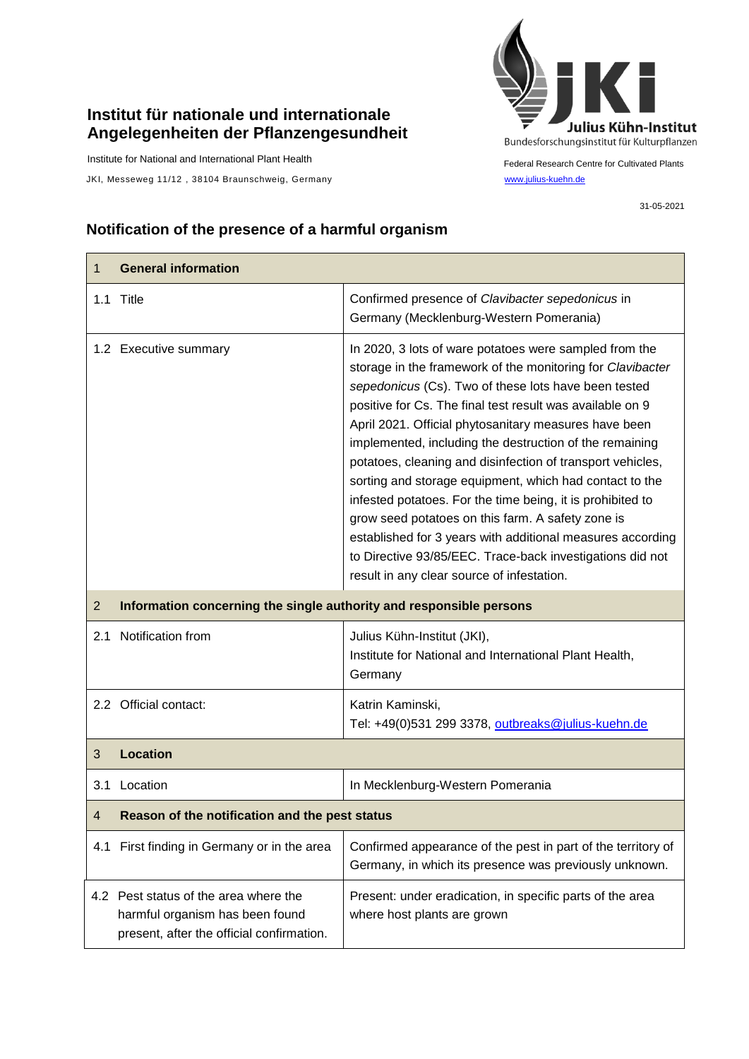**Institut für nationale und internationale Angelegenheiten der Pflanzengesundheit**

Institute for National and International Plant Health

JKI, Messeweg 11/12 , 38104 Braunschweig, Germany

Julius Kühn-Institut
Bundesforschungsinstitut für Kulturpflanzen

Federal Research Centre for Cultivated Plants
www.julius-kuehn.de

31-05-2021

## Notification of the presence of a harmful organism

| 1 General information | |
|---|---|
| 1.1 Title | Confirmed presence of *Clavibacter sepedonicus* in Germany (Mecklenburg-Western Pomerania) |
| 1.2 Executive summary | In 2020, 3 lots of ware potatoes were sampled from the storage in the framework of the monitoring for *Clavibacter sepedonicus* (Cs). Two of these lots have been tested positive for Cs. The final test result was available on 9 April 2021. Official phytosanitary measures have been implemented, including the destruction of the remaining potatoes, cleaning and disinfection of transport vehicles, sorting and storage equipment, which had contact to the infested potatoes. For the time being, it is prohibited to grow seed potatoes on this farm. A safety zone is established for 3 years with additional measures according to Directive 93/85/EEC. Trace-back investigations did not result in any clear source of infestation. |
| **2 Information concerning the single authority and responsible persons** | |
| 2.1 Notification from | Julius Kühn-Institut (JKI), Institute for National and International Plant Health, Germany |
| 2.2 Official contact: | Katrin Kaminski, Tel: +49(0)531 299 3378, outbreaks@julius-kuehn.de |
| **3 Location** | |
| 3.1 Location | In Mecklenburg-Western Pomerania |
| **4 Reason of the notification and the pest status** | |
| 4.1 First finding in Germany or in the area | Confirmed appearance of the pest in part of the territory of Germany, in which its presence was previously unknown. |
| 4.2 Pest status of the area where the harmful organism has been found present, after the official confirmation. | Present: under eradication, in specific parts of the area where host plants are grown |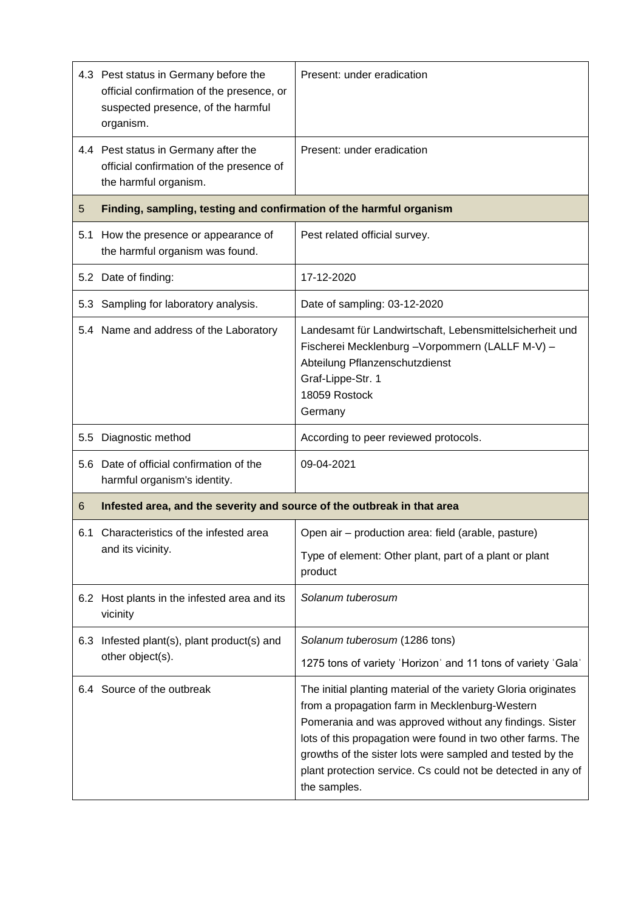| | | |
|---|---|---|
| 4.3 | Pest status in Germany before the official confirmation of the presence, or suspected presence, of the harmful organism. | Present: under eradication |
| 4.4 | Pest status in Germany after the official confirmation of the presence of the harmful organism. | Present: under eradication |
| **5** | **Finding, sampling, testing and confirmation of the harmful organism** | |
| 5.1 | How the presence or appearance of the harmful organism was found. | Pest related official survey. |
| 5.2 | Date of finding: | 17-12-2020 |
| 5.3 | Sampling for laboratory analysis. | Date of sampling: 03-12-2020 |
| 5.4 | Name and address of the Laboratory | Landesamt für Landwirtschaft, Lebensmittelsicherheit und Fischerei Mecklenburg –Vorpommern (LALLF M-V) – Abteilung Pflanzenschutzdienst<br>Graf-Lippe-Str. 1<br>18059 Rostock<br>Germany |
| 5.5 | Diagnostic method | According to peer reviewed protocols. |
| 5.6 | Date of official confirmation of the harmful organism's identity. | 09-04-2021 |
| **6** | **Infested area, and the severity and source of the outbreak in that area** | |
| 6.1 | Characteristics of the infested area and its vicinity. | Open air – production area: field (arable, pasture)<br>Type of element: Other plant, part of a plant or plant product |
| 6.2 | Host plants in the infested area and its vicinity | *Solanum tuberosum* |
| 6.3 | Infested plant(s), plant product(s) and other object(s). | *Solanum tuberosum* (1286 tons)<br>1275 tons of variety ˈHorizonˈ and 11 tons of variety ˈGalaˈ |
| 6.4 | Source of the outbreak | The initial planting material of the variety Gloria originates from a propagation farm in Mecklenburg-Western Pomerania and was approved without any findings. Sister lots of this propagation were found in two other farms. The growths of the sister lots were sampled and tested by the plant protection service. Cs could not be detected in any of the samples. |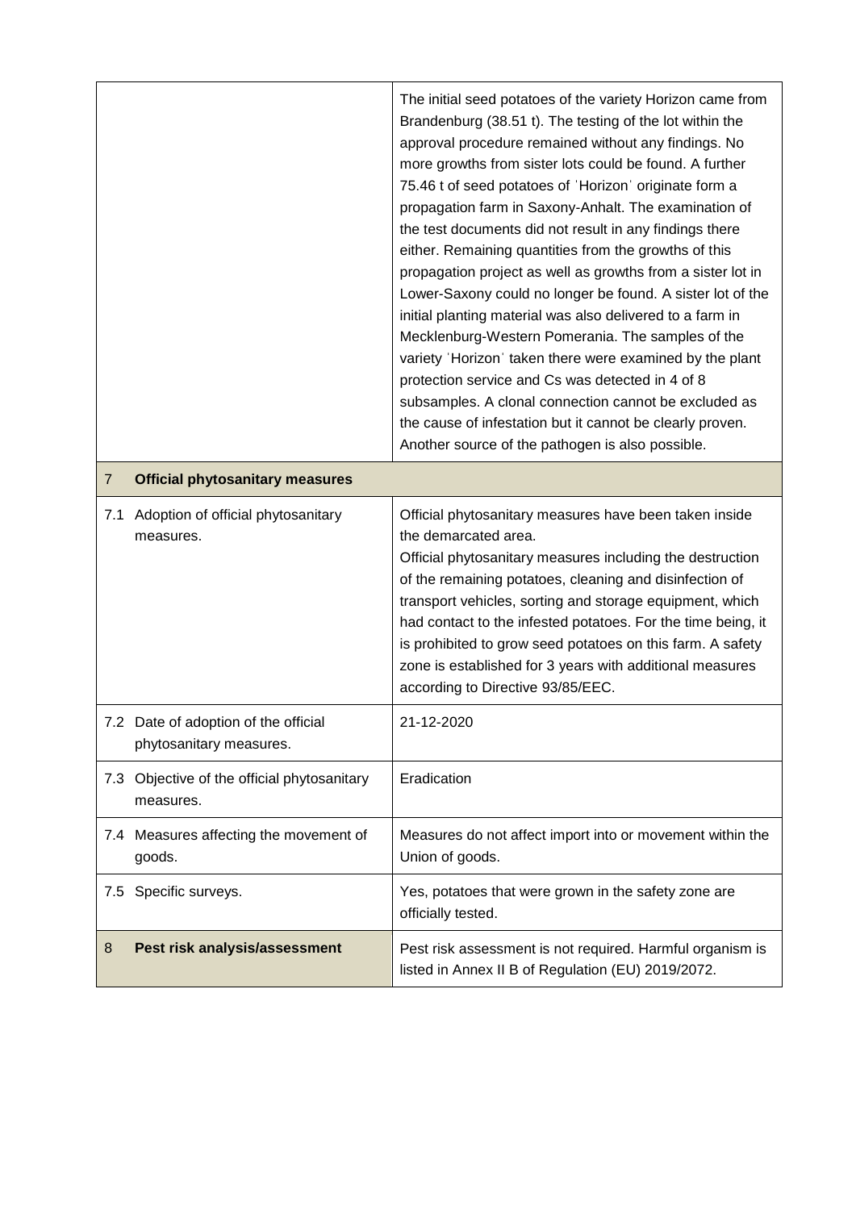| | | |
|---|---|---|
| | | The initial seed potatoes of the variety Horizon came from Brandenburg (38.51 t). The testing of the lot within the approval procedure remained without any findings. No more growths from sister lots could be found. A further 75.46 t of seed potatoes of ˈHorizonˈ originate form a propagation farm in Saxony-Anhalt. The examination of the test documents did not result in any findings there either. Remaining quantities from the growths of this propagation project as well as growths from a sister lot in Lower-Saxony could no longer be found. A sister lot of the initial planting material was also delivered to a farm in Mecklenburg-Western Pomerania. The samples of the variety ˈHorizonˈ taken there were examined by the plant protection service and Cs was detected in 4 of 8 subsamples. A clonal connection cannot be excluded as the cause of infestation but it cannot be clearly proven. Another source of the pathogen is also possible. |
| 7 | **Official phytosanitary measures** | |
| 7.1 | Adoption of official phytosanitary measures. | Official phytosanitary measures have been taken inside the demarcated area.<br>Official phytosanitary measures including the destruction of the remaining potatoes, cleaning and disinfection of transport vehicles, sorting and storage equipment, which had contact to the infested potatoes. For the time being, it is prohibited to grow seed potatoes on this farm. A safety zone is established for 3 years with additional measures according to Directive 93/85/EEC. |
| 7.2 | Date of adoption of the official phytosanitary measures. | 21-12-2020 |
| 7.3 | Objective of the official phytosanitary measures. | Eradication |
| 7.4 | Measures affecting the movement of goods. | Measures do not affect import into or movement within the Union of goods. |
| 7.5 | Specific surveys. | Yes, potatoes that were grown in the safety zone are officially tested. |
| 8 | **Pest risk analysis/assessment** | Pest risk assessment is not required. Harmful organism is listed in Annex II B of Regulation (EU) 2019/2072. |